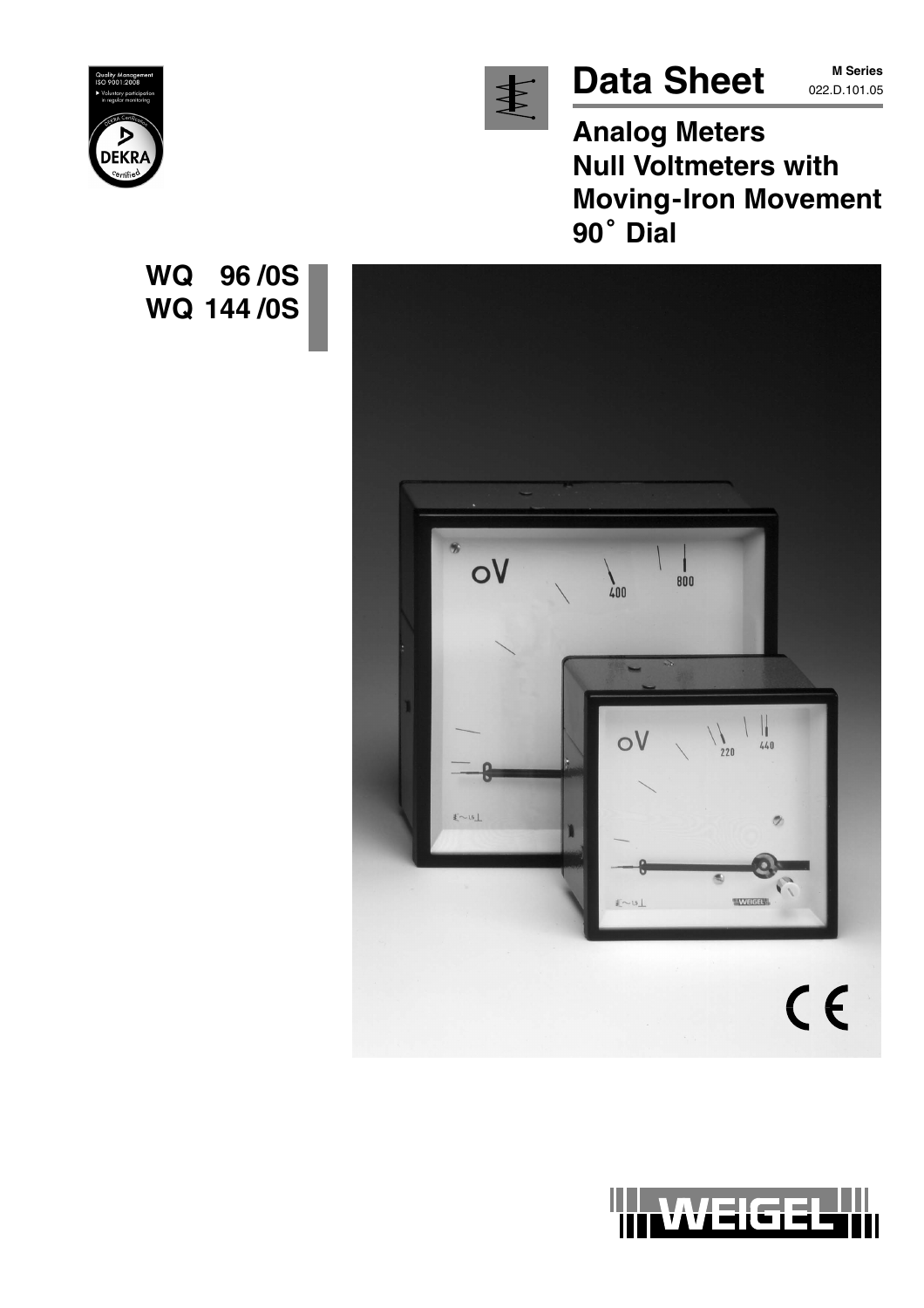# Data Sheet

**M Series**
022.D.101.05

## Analog Meters
## Null Voltmeters with Moving-Iron Movement 90˚ Dial

**WQ 96 /0S**
**WQ 144 /0S**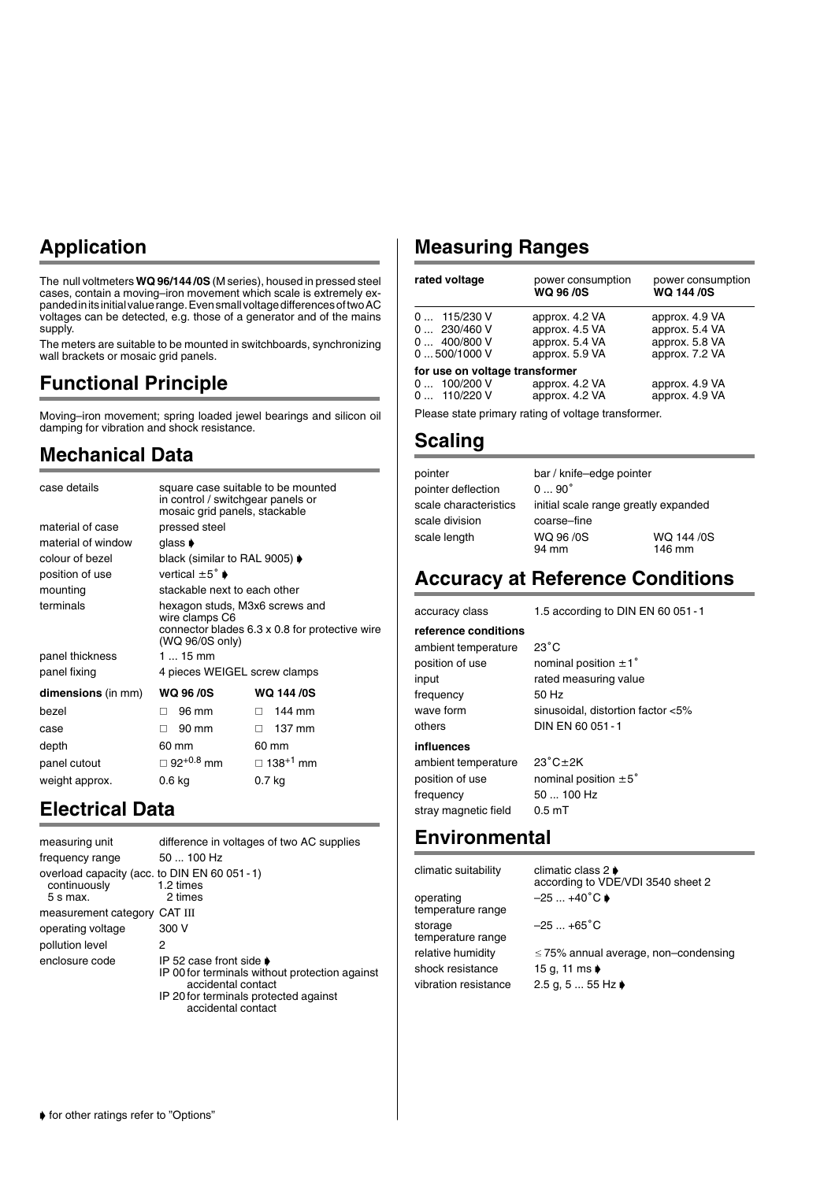## Application

The null voltmeters **WQ 96/144 /0S** (M series), housed in pressed steel cases, contain a moving–iron movement which scale is extremely expanded in its initial value range. Even small voltage differences of two AC voltages can be detected, e.g. those of a generator and of the mains supply.

The meters are suitable to be mounted in switchboards, synchronizing wall brackets or mosaic grid panels.

## Functional Principle

Moving–iron movement; spring loaded jewel bearings and silicon oil damping for vibration and shock resistance.

## Mechanical Data

| | |
|---|---|
| case details | square case suitable to be mounted in control / switchgear panels or mosaic grid panels, stackable |
| material of case | pressed steel |
| material of window | glass ➧ |
| colour of bezel | black (similar to RAL 9005) ➧ |
| position of use | vertical ±5˚ ➧ |
| mounting | stackable next to each other |
| terminals | hexagon studs, M3x6 screws and wire clamps C6<br>connector blades 6.3 x 0.8 for protective wire (WQ 96/0S only) |
| panel thickness | 1 ... 15 mm |
| panel fixing | 4 pieces WEIGEL screw clamps |

| **dimensions** (in mm) | **WQ 96 /0S** | **WQ 144 /0S** |
|---|---|---|
| bezel | □ 96 mm | □ 144 mm |
| case | □ 90 mm | □ 137 mm |
| depth | 60 mm | 60 mm |
| panel cutout | □ $92^{+0.8}$ mm | □ $138^{+1}$ mm |
| weight approx. | 0.6 kg | 0.7 kg |

## Electrical Data

| | |
|---|---|
| measuring unit | difference in voltages of two AC supplies |
| frequency range | 50 ... 100 Hz |
| overload capacity (acc. to DIN EN 60 051 - 1) | |
| continuously | 1.2 times |
| 5 s max. | 2 times |
| measurement category | CAT III |
| operating voltage | 300 V |
| pollution level | 2 |
| enclosure code | IP 52 case front side ➧<br>IP 00 for terminals without protection against accidental contact<br>IP 20 for terminals protected against accidental contact |

## Measuring Ranges

| rated voltage | power consumption **WQ 96 /0S** | power consumption **WQ 144 /0S** |
|---|---|---|
| 0 ... 115/230 V | approx. 4.2 VA | approx. 4.9 VA |
| 0 ... 230/460 V | approx. 4.5 VA | approx. 5.4 VA |
| 0 ... 400/800 V | approx. 5.4 VA | approx. 5.8 VA |
| 0 ... 500/1000 V | approx. 5.9 VA | approx. 7.2 VA |
| **for use on voltage transformer** | | |
| 0 ... 100/200 V | approx. 4.2 VA | approx. 4.9 VA |
| 0 ... 110/220 V | approx. 4.2 VA | approx. 4.9 VA |

Please state primary rating of voltage transformer.

## Scaling

| | | |
|---|---|---|
| pointer | bar / knife–edge pointer | |
| pointer deflection | 0 ... 90˚ | |
| scale characteristics | initial scale range greatly expanded | |
| scale division | coarse–fine | |
| scale length | WQ 96 /0S<br>94 mm | WQ 144 /0S<br>146 mm |

## Accuracy at Reference Conditions

| | |
|---|---|
| accuracy class | 1.5 according to DIN EN 60 051 - 1 |
| **reference conditions** | |
| ambient temperature | 23˚C |
| position of use | nominal position ±1˚ |
| input | rated measuring value |
| frequency | 50 Hz |
| wave form | sinusoidal, distortion factor <5% |
| others | DIN EN 60 051 - 1 |
| **influences** | |
| ambient temperature | 23˚C±2K |
| position of use | nominal position ±5˚ |
| frequency | 50 ... 100 Hz |
| stray magnetic field | 0.5 mT |

## Environmental

| | |
|---|---|
| climatic suitability | climatic class 2 ➧<br>according to VDE/VDI 3540 sheet 2 |
| operating temperature range | –25 ... +40˚C ➧ |
| storage temperature range | –25 ... +65˚C |
| relative humidity | ≤ 75% annual average, non–condensing |
| shock resistance | 15 g, 11 ms ➧ |
| vibration resistance | 2.5 g, 5 ... 55 Hz ➧ |

➧ for other ratings refer to "Options"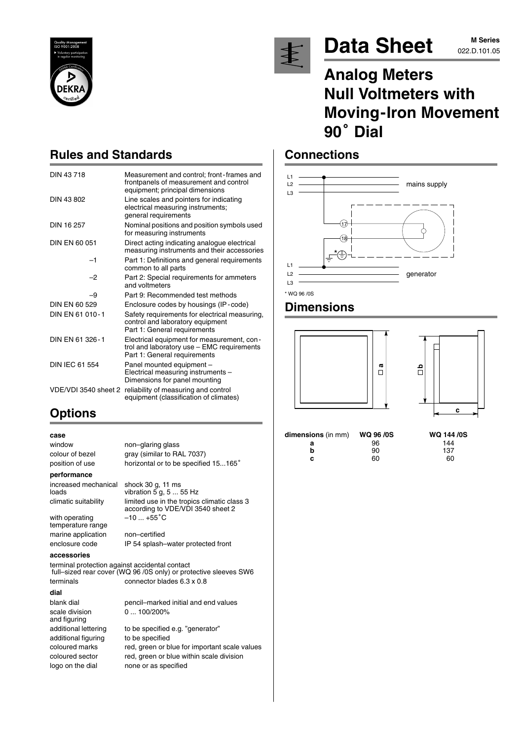# Data Sheet

M Series
022.D.101.05

# Analog Meters Null Voltmeters with Moving-Iron Movement 90˚ Dial

## Rules and Standards

| | |
|---|---|
| DIN 43 718 | Measurement and control; front-frames and frontpanels of measurement and control equipment; principal dimensions |
| DIN 43 802 | Line scales and pointers for indicating electrical measuring instruments; general requirements |
| DIN 16 257 | Nominal positions and position symbols used for measuring instruments |
| DIN EN 60 051 | Direct acting indicating analogue electrical measuring instruments and their accessories |
| –1 | Part 1: Definitions and general requirements common to all parts |
| –2 | Part 2: Special requirements for ammeters and voltmeters |
| –9 | Part 9: Recommended test methods |
| DIN EN 60 529 | Enclosure codes by housings (IP-code) |
| DIN EN 61 010-1 | Safety requirements for electrical measuring, control and laboratory equipment Part 1: General requirements |
| DIN EN 61 326-1 | Electrical equipment for measurement, control and laboratory use – EMC requirements Part 1: General requirements |
| DIN IEC 61 554 | Panel mounted equipment – Electrical measuring instruments – Dimensions for panel mounting |
| VDE/VDI 3540 sheet 2 | reliability of measuring and control equipment (classification of climates) |

## Options

**case**

| | |
|---|---|
| window | non–glaring glass |
| colour of bezel | gray (similar to RAL 7037) |
| position of use | horizontal or to be specified 15...165˚ |

**performance**

| | |
|---|---|
| increased mechanical loads | shock 30 g, 11 ms vibration 5 g, 5 ... 55 Hz |
| climatic suitability | limited use in the tropics climatic class 3 according to VDE/VDI 3540 sheet 2 |
| with operating temperature range | –10 ... +55˚C |
| marine application | non–certified |
| enclosure code | IP 54 splash–water protected front |

**accessories**

terminal protection against accidental contact
full–sized rear cover (WQ 96 /0S only) or protective sleeves SW6

| | |
|---|---|
| terminals | connector blades 6.3 x 0.8 |

**dial**

| | |
|---|---|
| blank dial | pencil–marked initial and end values |
| scale division and figuring | 0 ... 100/200% |
| additional lettering | to be specified e.g. "generator" |
| additional figuring | to be specified |
| coloured marks | red, green or blue for important scale values |
| coloured sector | red, green or blue within scale division |
| logo on the dial | none or as specified |

## Connections

L1, L2, L3 – mains supply (terminal 17)
L1, L2, L3 – generator (terminal 18)

\* WQ 96 /0S

## Dimensions

| dimensions (in mm) | WQ 96 /0S | WQ 144 /0S |
|---|---|---|
| a | 96 | 144 |
| b | 90 | 137 |
| c | 60 | 60 |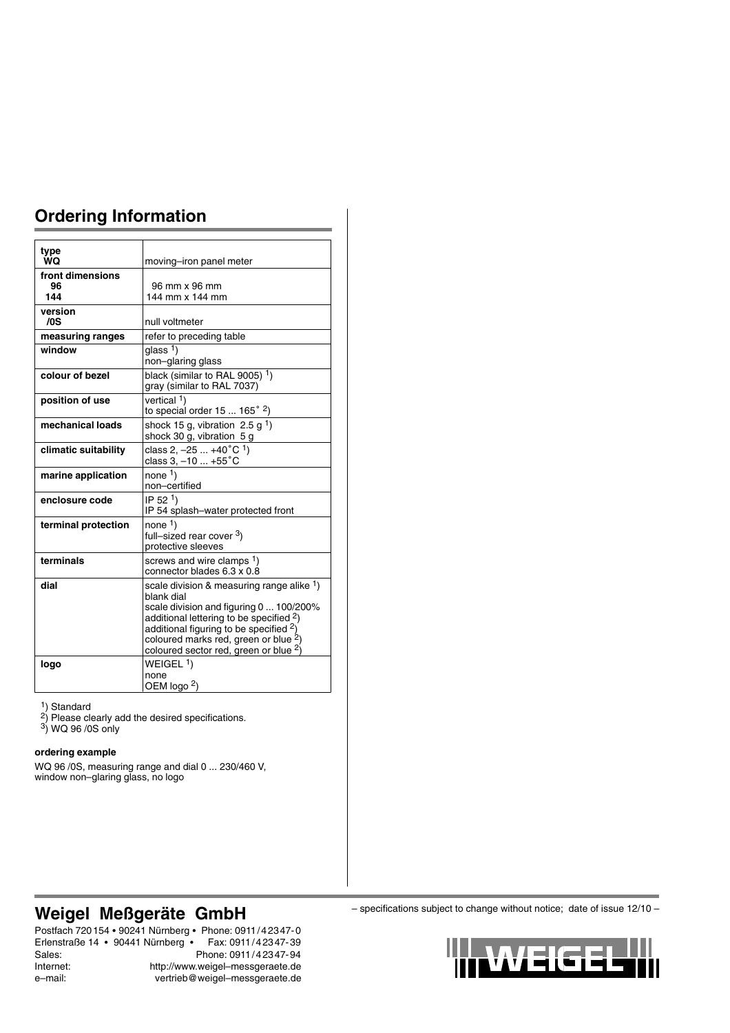## Ordering Information

| | |
|---|---|
| **type**<br>**WQ** | moving–iron panel meter |
| **front dimensions**<br>**96**<br>**144** | 96 mm x 96 mm<br>144 mm x 144 mm |
| **version**<br>**/0S** | null voltmeter |
| **measuring ranges** | refer to preceding table |
| **window** | glass [1]<br>non–glaring glass |
| **colour of bezel** | black (similar to RAL 9005) [1]<br>gray (similar to RAL 7037) |
| **position of use** | vertical [1]<br>to special order 15 ... 165° [2] |
| **mechanical loads** | shock 15 g, vibration 2.5 g [1]<br>shock 30 g, vibration 5 g |
| **climatic suitability** | class 2, –25 ... +40°C [1]<br>class 3, –10 ... +55°C |
| **marine application** | none [1]<br>non–certified |
| **enclosure code** | IP 52 [1]<br>IP 54 splash–water protected front |
| **terminal protection** | none [1]<br>full–sized rear cover [3]<br>protective sleeves |
| **terminals** | screws and wire clamps [1]<br>connector blades 6.3 x 0.8 |
| **dial** | scale division & measuring range alike [1]<br>blank dial<br>scale division and figuring 0 ... 100/200%<br>additional lettering to be specified [2]<br>additional figuring to be specified [2]<br>coloured marks red, green or blue [2]<br>coloured sector red, green or blue [2] |
| **logo** | WEIGEL [1]<br>none<br>OEM logo [2] |

[1]) Standard
[2]) Please clearly add the desired specifications.
[3]) WQ 96 /0S only

**ordering example**

WQ 96 /0S, measuring range and dial 0 ... 230/460 V,
window non–glaring glass, no logo

## Weigel Meßgeräte GmbH

Postfach 720 154 • 90241 Nürnberg • Phone: 0911 / 4 23 47- 0
Erlenstraße 14 • 90441 Nürnberg • Fax: 0911 / 4 23 47- 39
Sales: Phone: 0911 / 4 23 47- 94
Internet: http://www.weigel–messgeraete.de
e–mail: vertrieb@weigel–messgeraete.de

– specifications subject to change without notice; date of issue 12/10 –

WEIGEL